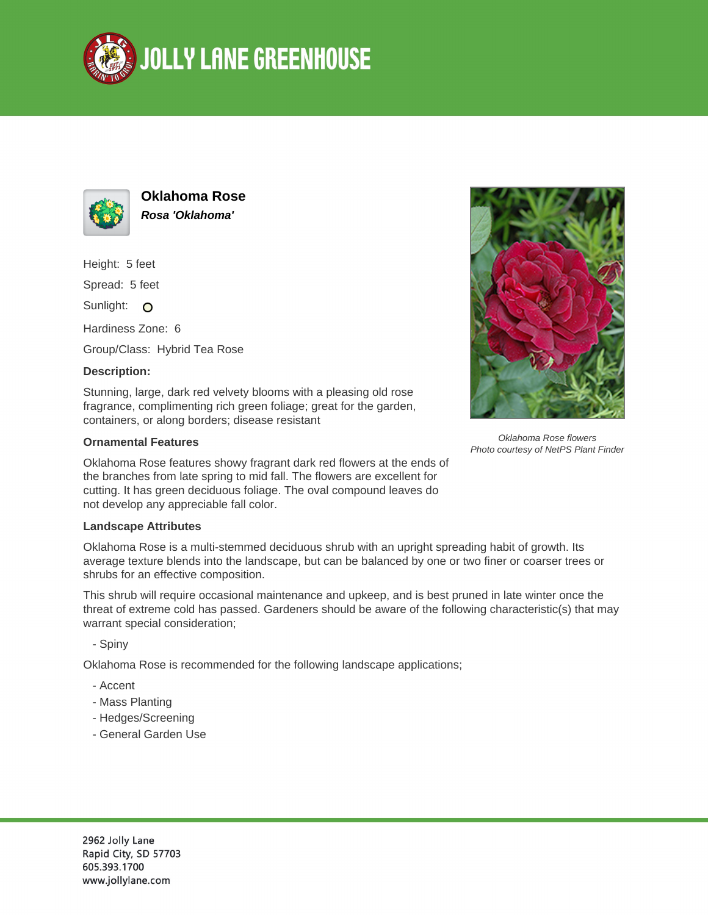# Oklahoma Rose

***Rosa 'Oklahoma'***

Height: 5 feet

Spread: 5 feet

Sunlight:

Hardiness Zone: 6

Group/Class: Hybrid Tea Rose

**Description:**

Stunning, large, dark red velvety blooms with a pleasing old rose fragrance, complimenting rich green foliage; great for the garden, containers, or along borders; disease resistant

*Oklahoma Rose flowers*
*Photo courtesy of NetPS Plant Finder*

### Ornamental Features

Oklahoma Rose features showy fragrant dark red flowers at the ends of the branches from late spring to mid fall. The flowers are excellent for cutting. It has green deciduous foliage. The oval compound leaves do not develop any appreciable fall color.

### Landscape Attributes

Oklahoma Rose is a multi-stemmed deciduous shrub with an upright spreading habit of growth. Its average texture blends into the landscape, but can be balanced by one or two finer or coarser trees or shrubs for an effective composition.

This shrub will require occasional maintenance and upkeep, and is best pruned in late winter once the threat of extreme cold has passed. Gardeners should be aware of the following characteristic(s) that may warrant special consideration;

- Spiny

Oklahoma Rose is recommended for the following landscape applications;

- Accent
- Mass Planting
- Hedges/Screening
- General Garden Use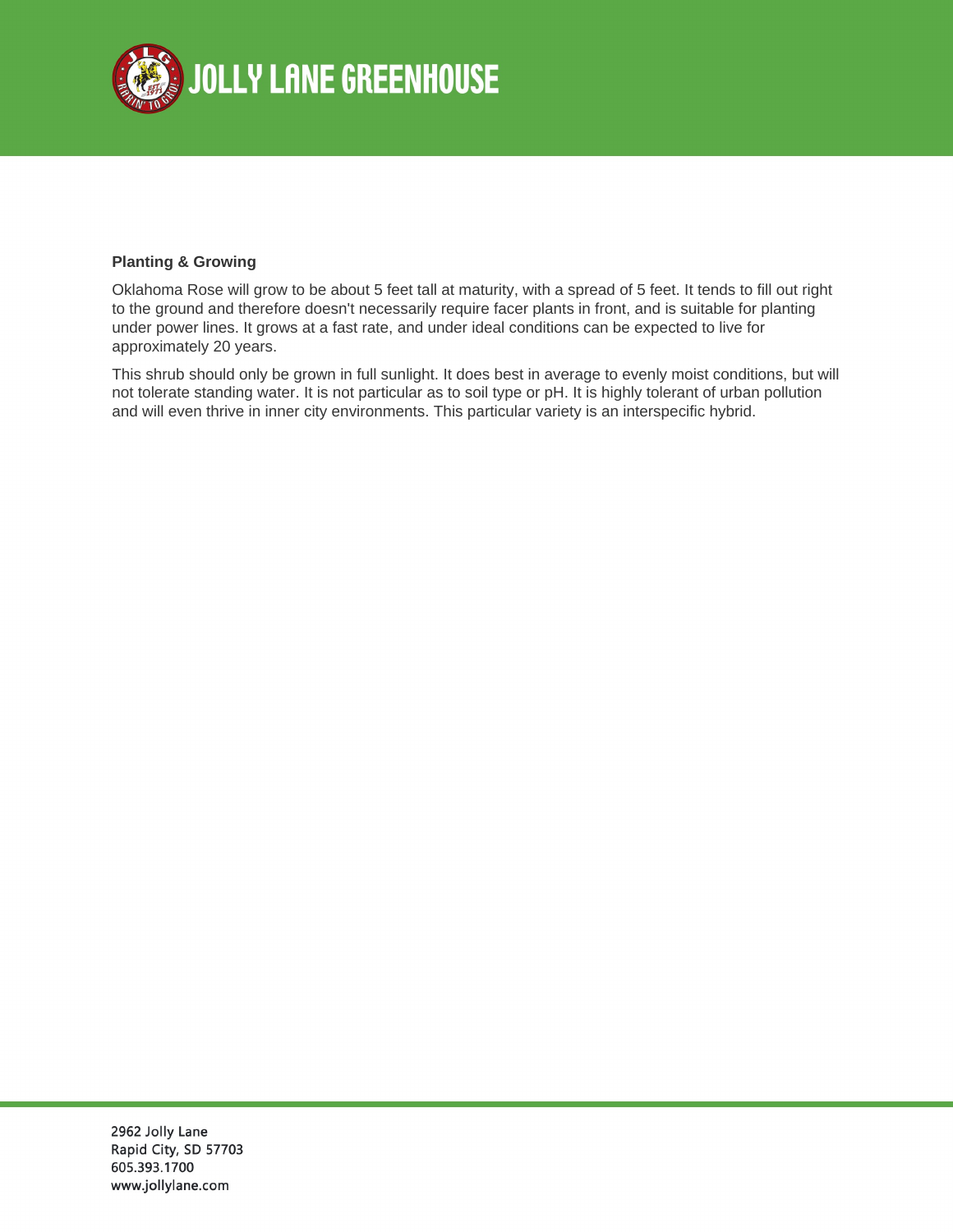**Planting & Growing**

Oklahoma Rose will grow to be about 5 feet tall at maturity, with a spread of 5 feet. It tends to fill out right to the ground and therefore doesn't necessarily require facer plants in front, and is suitable for planting under power lines. It grows at a fast rate, and under ideal conditions can be expected to live for approximately 20 years.

This shrub should only be grown in full sunlight. It does best in average to evenly moist conditions, but will not tolerate standing water. It is not particular as to soil type or pH. It is highly tolerant of urban pollution and will even thrive in inner city environments. This particular variety is an interspecific hybrid.